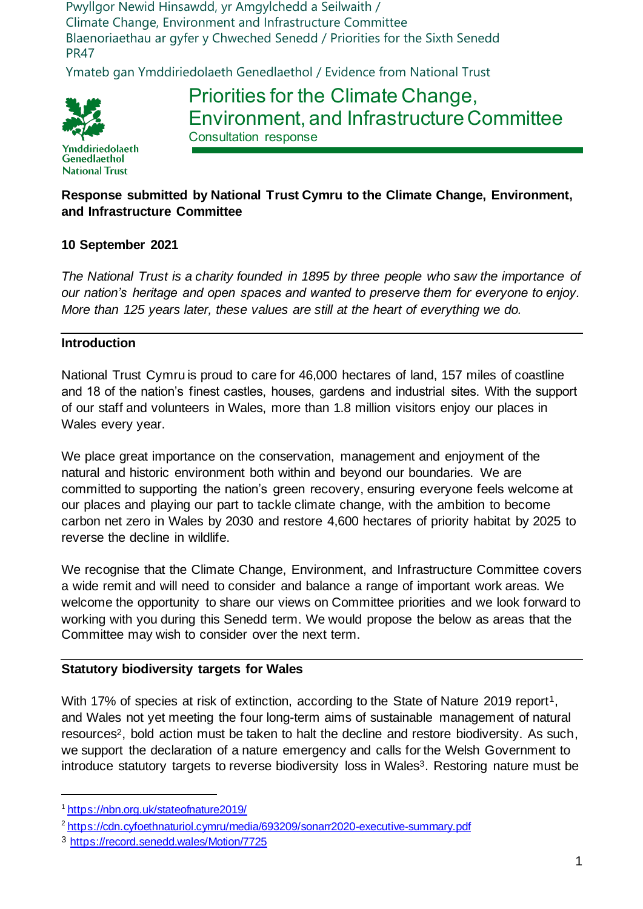Pwyllgor Newid Hinsawdd, yr Amgylchedd a Seilwaith /
Climate Change, Environment and Infrastructure Committee
Blaenoriaethau ar gyfer y Chweched Senedd / Priorities for the Sixth Senedd
PR47

Ymateb gan Ymddiriedolaeth Genedlaethol / Evidence from National Trust

Ymddiriedolaeth Genedlaethol
National Trust

# Priorities for the Climate Change, Environment, and Infrastructure Committee

Consultation response

**Response submitted by National Trust Cymru to the Climate Change, Environment, and Infrastructure Committee**

**10 September 2021**

*The National Trust is a charity founded in 1895 by three people who saw the importance of our nation's heritage and open spaces and wanted to preserve them for everyone to enjoy. More than 125 years later, these values are still at the heart of everything we do.*

## Introduction

National Trust Cymru is proud to care for 46,000 hectares of land, 157 miles of coastline and 18 of the nation's finest castles, houses, gardens and industrial sites. With the support of our staff and volunteers in Wales, more than 1.8 million visitors enjoy our places in Wales every year.

We place great importance on the conservation, management and enjoyment of the natural and historic environment both within and beyond our boundaries. We are committed to supporting the nation's green recovery, ensuring everyone feels welcome at our places and playing our part to tackle climate change, with the ambition to become carbon net zero in Wales by 2030 and restore 4,600 hectares of priority habitat by 2025 to reverse the decline in wildlife.

We recognise that the Climate Change, Environment, and Infrastructure Committee covers a wide remit and will need to consider and balance a range of important work areas. We welcome the opportunity to share our views on Committee priorities and we look forward to working with you during this Senedd term. We would propose the below as areas that the Committee may wish to consider over the next term.

## Statutory biodiversity targets for Wales

With 17% of species at risk of extinction, according to the State of Nature 2019 report[1], and Wales not yet meeting the four long-term aims of sustainable management of natural resources[2], bold action must be taken to halt the decline and restore biodiversity. As such, we support the declaration of a nature emergency and calls for the Welsh Government to introduce statutory targets to reverse biodiversity loss in Wales[3]. Restoring nature must be

---

[1] https://nbn.org.uk/stateofnature2019/

[2] https://cdn.cyfoethnaturiol.cymru/media/693209/sonarr2020-executive-summary.pdf

[3] https://record.senedd.wales/Motion/7725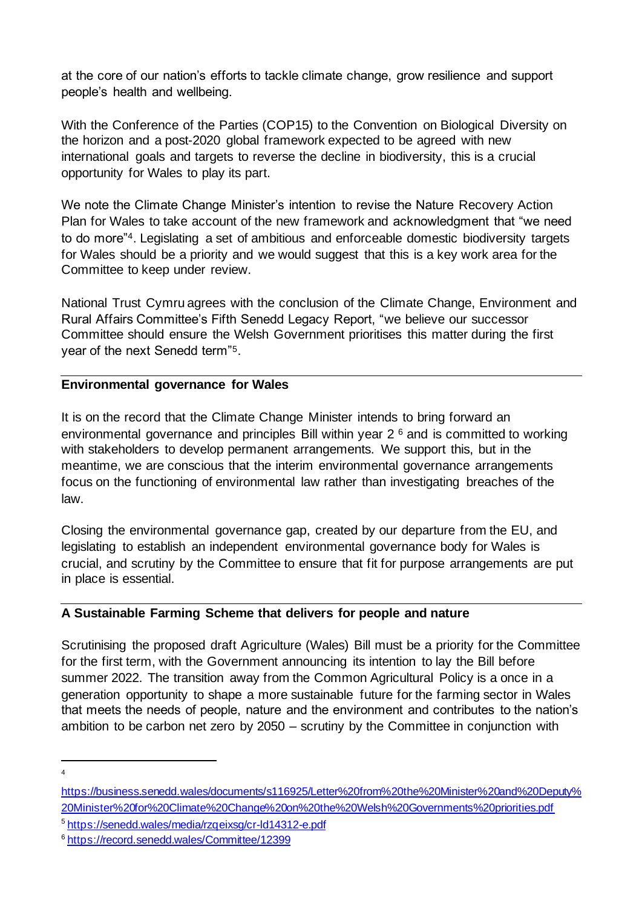at the core of our nation's efforts to tackle climate change, grow resilience and support people's health and wellbeing.

With the Conference of the Parties (COP15) to the Convention on Biological Diversity on the horizon and a post-2020 global framework expected to be agreed with new international goals and targets to reverse the decline in biodiversity, this is a crucial opportunity for Wales to play its part.

We note the Climate Change Minister's intention to revise the Nature Recovery Action Plan for Wales to take account of the new framework and acknowledgment that "we need to do more"[4]. Legislating a set of ambitious and enforceable domestic biodiversity targets for Wales should be a priority and we would suggest that this is a key work area for the Committee to keep under review.

National Trust Cymru agrees with the conclusion of the Climate Change, Environment and Rural Affairs Committee's Fifth Senedd Legacy Report, "we believe our successor Committee should ensure the Welsh Government prioritises this matter during the first year of the next Senedd term"[5].

## Environmental governance for Wales

It is on the record that the Climate Change Minister intends to bring forward an environmental governance and principles Bill within year 2 [6] and is committed to working with stakeholders to develop permanent arrangements. We support this, but in the meantime, we are conscious that the interim environmental governance arrangements focus on the functioning of environmental law rather than investigating breaches of the law.

Closing the environmental governance gap, created by our departure from the EU, and legislating to establish an independent environmental governance body for Wales is crucial, and scrutiny by the Committee to ensure that fit for purpose arrangements are put in place is essential.

## A Sustainable Farming Scheme that delivers for people and nature

Scrutinising the proposed draft Agriculture (Wales) Bill must be a priority for the Committee for the first term, with the Government announcing its intention to lay the Bill before summer 2022. The transition away from the Common Agricultural Policy is a once in a generation opportunity to shape a more sustainable future for the farming sector in Wales that meets the needs of people, nature and the environment and contributes to the nation's ambition to be carbon net zero by 2050 – scrutiny by the Committee in conjunction with

---

[4] https://business.senedd.wales/documents/s116925/Letter%20from%20the%20Minister%20and%20Deputy%20Minister%20for%20Climate%20Change%20on%20the%20Welsh%20Governments%20priorities.pdf

[5] https://senedd.wales/media/rzqeixsg/cr-ld14312-e.pdf

[6] https://record.senedd.wales/Committee/12399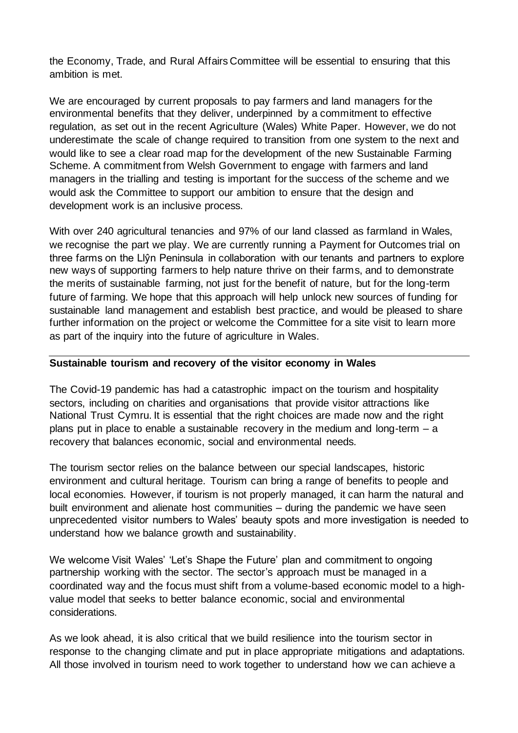the Economy, Trade, and Rural Affairs Committee will be essential to ensuring that this ambition is met.

We are encouraged by current proposals to pay farmers and land managers for the environmental benefits that they deliver, underpinned by a commitment to effective regulation, as set out in the recent Agriculture (Wales) White Paper. However, we do not underestimate the scale of change required to transition from one system to the next and would like to see a clear road map for the development of the new Sustainable Farming Scheme. A commitment from Welsh Government to engage with farmers and land managers in the trialling and testing is important for the success of the scheme and we would ask the Committee to support our ambition to ensure that the design and development work is an inclusive process.

With over 240 agricultural tenancies and 97% of our land classed as farmland in Wales, we recognise the part we play. We are currently running a Payment for Outcomes trial on three farms on the Llŷn Peninsula in collaboration with our tenants and partners to explore new ways of supporting farmers to help nature thrive on their farms, and to demonstrate the merits of sustainable farming, not just for the benefit of nature, but for the long-term future of farming. We hope that this approach will help unlock new sources of funding for sustainable land management and establish best practice, and would be pleased to share further information on the project or welcome the Committee for a site visit to learn more as part of the inquiry into the future of agriculture in Wales.

---

**Sustainable tourism and recovery of the visitor economy in Wales**

The Covid-19 pandemic has had a catastrophic impact on the tourism and hospitality sectors, including on charities and organisations that provide visitor attractions like National Trust Cymru. It is essential that the right choices are made now and the right plans put in place to enable a sustainable recovery in the medium and long-term – a recovery that balances economic, social and environmental needs.

The tourism sector relies on the balance between our special landscapes, historic environment and cultural heritage. Tourism can bring a range of benefits to people and local economies. However, if tourism is not properly managed, it can harm the natural and built environment and alienate host communities – during the pandemic we have seen unprecedented visitor numbers to Wales' beauty spots and more investigation is needed to understand how we balance growth and sustainability.

We welcome Visit Wales' 'Let's Shape the Future' plan and commitment to ongoing partnership working with the sector. The sector's approach must be managed in a coordinated way and the focus must shift from a volume-based economic model to a high-value model that seeks to better balance economic, social and environmental considerations.

As we look ahead, it is also critical that we build resilience into the tourism sector in response to the changing climate and put in place appropriate mitigations and adaptations. All those involved in tourism need to work together to understand how we can achieve a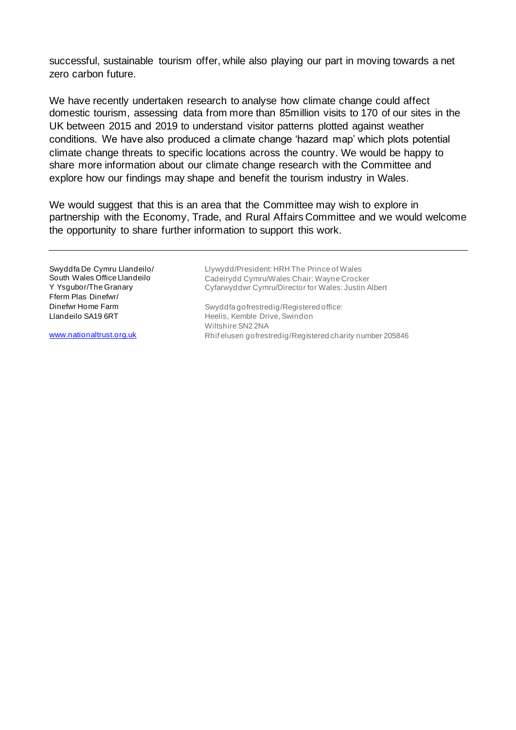successful, sustainable tourism offer, while also playing our part in moving towards a net zero carbon future.

We have recently undertaken research to analyse how climate change could affect domestic tourism, assessing data from more than 85million visits to 170 of our sites in the UK between 2015 and 2019 to understand visitor patterns plotted against weather conditions. We have also produced a climate change 'hazard map' which plots potential climate change threats to specific locations across the country. We would be happy to share more information about our climate change research with the Committee and explore how our findings may shape and benefit the tourism industry in Wales.

We would suggest that this is an area that the Committee may wish to explore in partnership with the Economy, Trade, and Rural Affairs Committee and we would welcome the opportunity to share further information to support this work.

---

Swyddfa De Cymru Llandeilo/
South Wales Office Llandeilo
Y Ysgubor/The Granary
Fferm Plas Dinefwr/
Dinefwr Home Farm
Llandeilo SA19 6RT

www.nationaltrust.org.uk

Llywydd/President: HRH The Prince of Wales
Cadeirydd Cymru/Wales Chair: Wayne Crocker
Cyfarwyddwr Cymru/Director for Wales: Justin Albert

Swyddfa gofrestredig/Registered office:
Heelis, Kemble Drive, Swindon
Wiltshire SN2 2NA
Rhif elusen gofrestredig/Registered charity number 205846